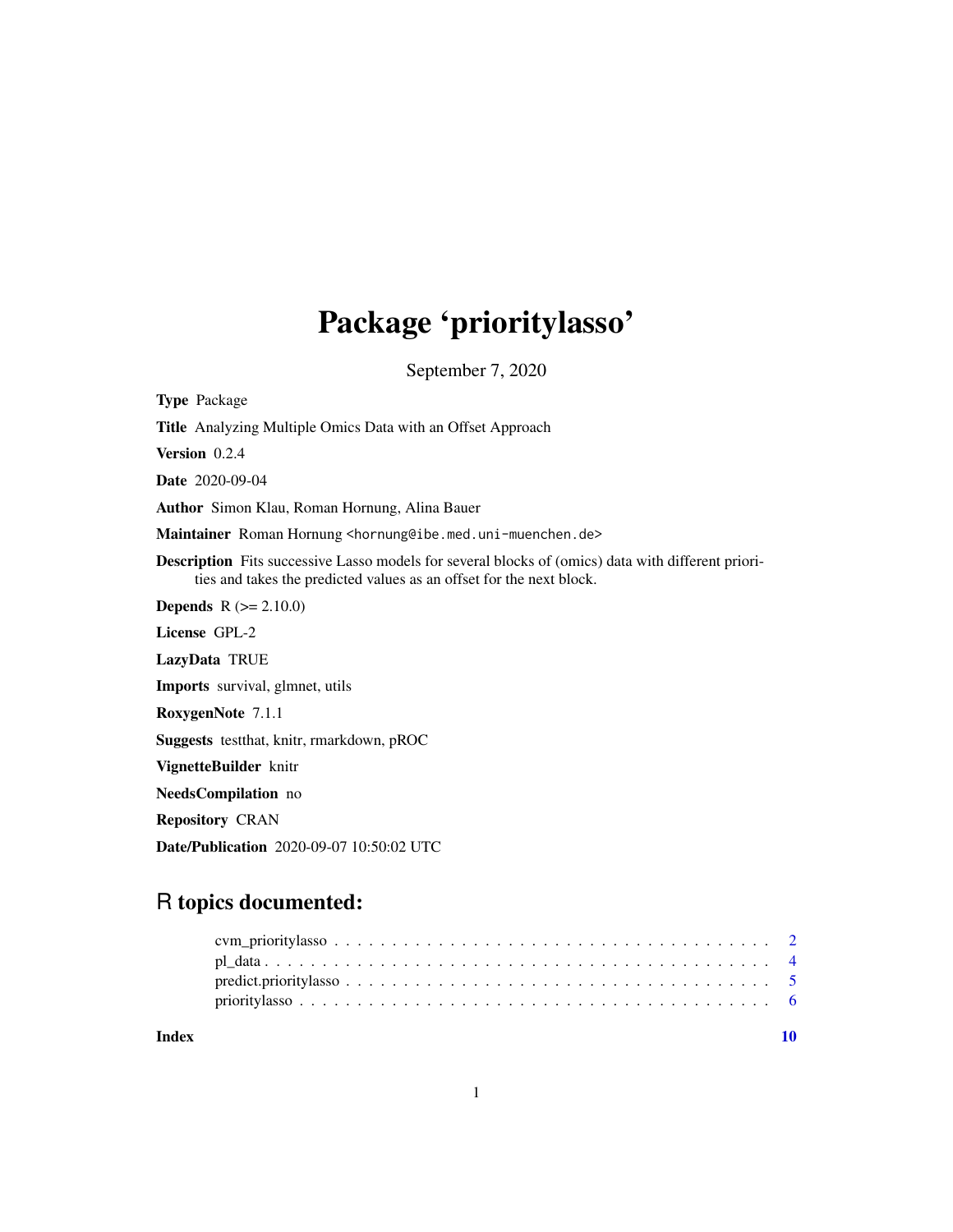# Package 'prioritylasso'

September 7, 2020

**Type** Package

**Title** Analyzing Multiple Omics Data with an Offset Approach

**Version** 0.2.4

**Date** 2020-09-04

**Author** Simon Klau, Roman Hornung, Alina Bauer

**Maintainer** Roman Hornung <hornung@ibe.med.uni-muenchen.de>

**Description** Fits successive Lasso models for several blocks of (omics) data with different priorities and takes the predicted values as an offset for the next block.

**Depends** R (>= 2.10.0)

**License** GPL-2

**LazyData** TRUE

**Imports** survival, glmnet, utils

**RoxygenNote** 7.1.1

**Suggests** testthat, knitr, rmarkdown, pROC

**VignetteBuilder** knitr

**NeedsCompilation** no

**Repository** CRAN

**Date/Publication** 2020-09-07 10:50:02 UTC

## R topics documented:

- cvm_prioritylasso . . . . . . . . . . . . . . . . . . . . . . . . . . . . . . . . . . . . 2
- pl_data . . . . . . . . . . . . . . . . . . . . . . . . . . . . . . . . . . . . . . . . . . 4
- predict.prioritylasso . . . . . . . . . . . . . . . . . . . . . . . . . . . . . . . . . . . 5
- prioritylasso . . . . . . . . . . . . . . . . . . . . . . . . . . . . . . . . . . . . . . . 6

**Index** 10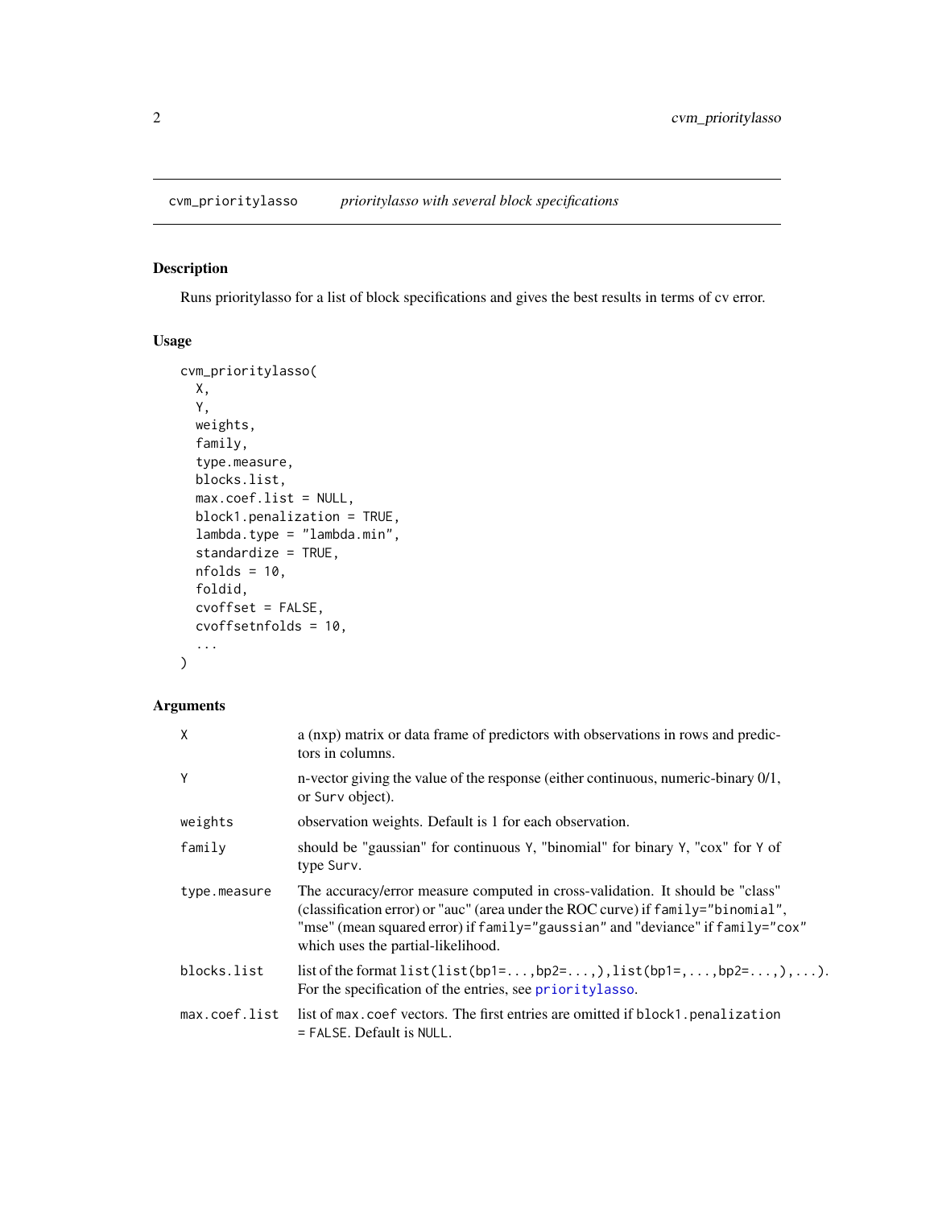## cvm_prioritylasso — *prioritylasso with several block specifications*

### Description

Runs prioritylasso for a list of block specifications and gives the best results in terms of cv error.

### Usage

```
cvm_prioritylasso(
  X,
  Y,
  weights,
  family,
  type.measure,
  blocks.list,
  max.coef.list = NULL,
  block1.penalization = TRUE,
  lambda.type = "lambda.min",
  standardize = TRUE,
  nfolds = 10,
  foldid,
  cvoffset = FALSE,
  cvoffsetnfolds = 10,
  ...
)
```

### Arguments

| Argument | Description |
|---|---|
| `X` | a (nxp) matrix or data frame of predictors with observations in rows and predictors in columns. |
| `Y` | n-vector giving the value of the response (either continuous, numeric-binary 0/1, or `Surv` object). |
| `weights` | observation weights. Default is 1 for each observation. |
| `family` | should be "gaussian" for continuous `Y`, "binomial" for binary `Y`, "cox" for `Y` of type `Surv`. |
| `type.measure` | The accuracy/error measure computed in cross-validation. It should be "class" (classification error) or "auc" (area under the ROC curve) if `family="binomial"`, "mse" (mean squared error) if `family="gaussian"` and "deviance" if `family="cox"` which uses the partial-likelihood. |
| `blocks.list` | list of the format `list(list(bp1=...,bp2=...,),list(bp1=,...,bp2=...,),...)`. For the specification of the entries, see `prioritylasso`. |
| `max.coef.list` | list of `max.coef` vectors. The first entries are omitted if `block1.penalization = FALSE`. Default is `NULL`. |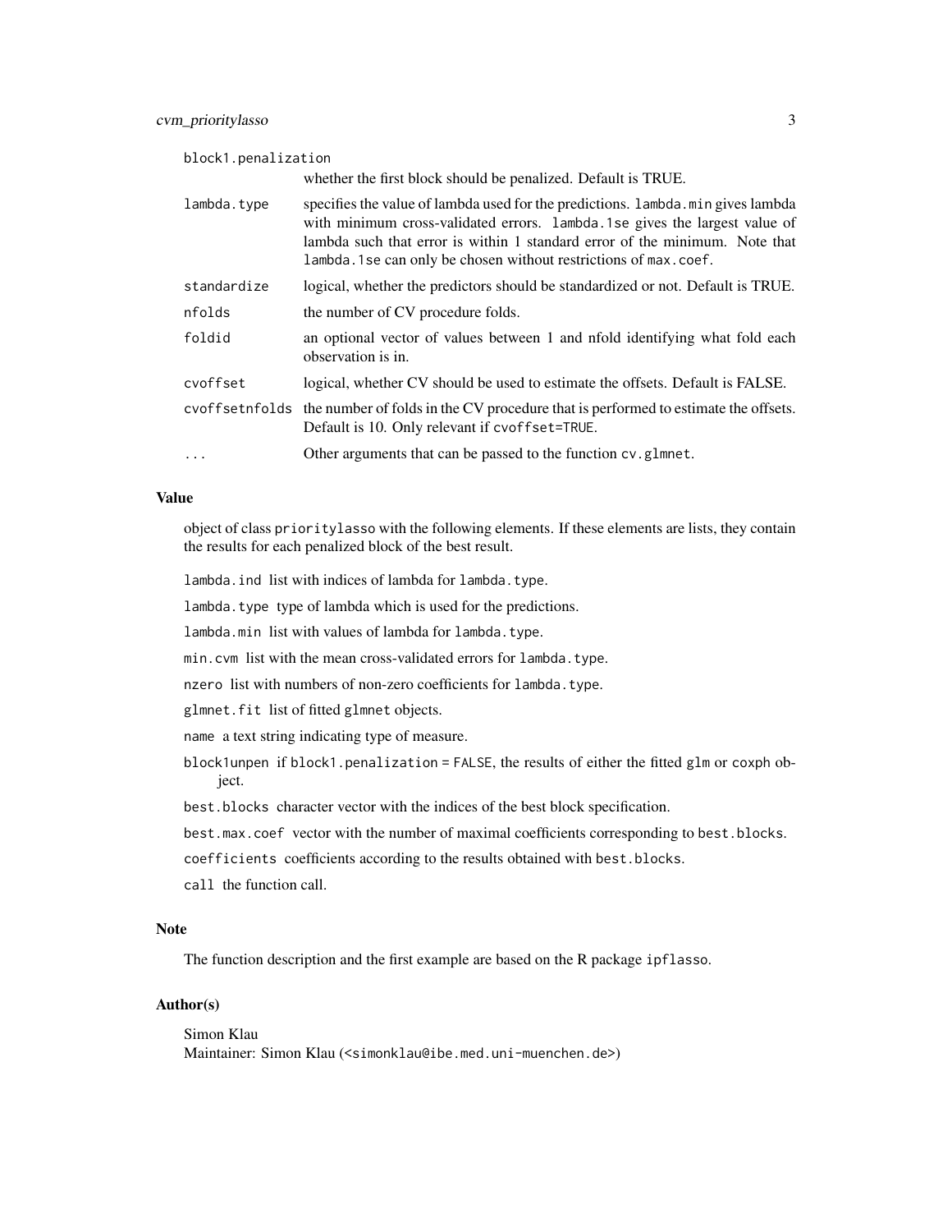| | |
|---|---|
| block1.penalization | whether the first block should be penalized. Default is TRUE. |
| lambda.type | specifies the value of lambda used for the predictions. lambda.min gives lambda with minimum cross-validated errors. lambda.1se gives the largest value of lambda such that error is within 1 standard error of the minimum. Note that lambda.1se can only be chosen without restrictions of max.coef. |
| standardize | logical, whether the predictors should be standardized or not. Default is TRUE. |
| nfolds | the number of CV procedure folds. |
| foldid | an optional vector of values between 1 and nfold identifying what fold each observation is in. |
| cvoffset | logical, whether CV should be used to estimate the offsets. Default is FALSE. |
| cvoffsetnfolds | the number of folds in the CV procedure that is performed to estimate the offsets. Default is 10. Only relevant if cvoffset=TRUE. |
| ... | Other arguments that can be passed to the function cv.glmnet. |

## Value

object of class prioritylasso with the following elements. If these elements are lists, they contain the results for each penalized block of the best result.

- lambda.ind list with indices of lambda for lambda.type.
- lambda.type type of lambda which is used for the predictions.
- lambda.min list with values of lambda for lambda.type.
- min.cvm list with the mean cross-validated errors for lambda.type.
- nzero list with numbers of non-zero coefficients for lambda.type.
- glmnet.fit list of fitted glmnet objects.
- name a text string indicating type of measure.
- block1unpen if block1.penalization = FALSE, the results of either the fitted glm or coxph object.
- best.blocks character vector with the indices of the best block specification.
- best.max.coef vector with the number of maximal coefficients corresponding to best.blocks.
- coefficients coefficients according to the results obtained with best.blocks.
- call the function call.

## Note

The function description and the first example are based on the R package ipflasso.

## Author(s)

Simon Klau
Maintainer: Simon Klau (<simonklau@ibe.med.uni-muenchen.de>)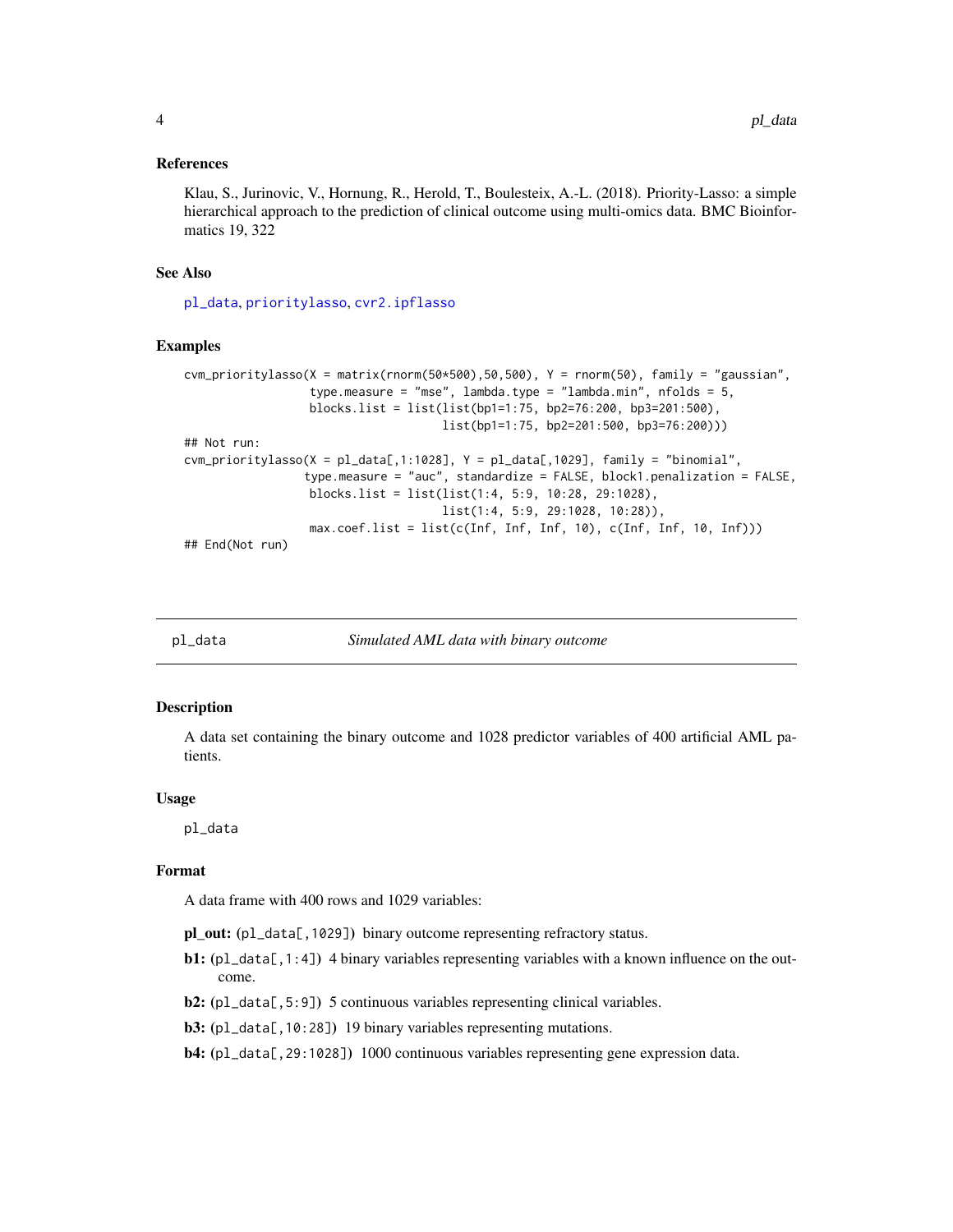### References

Klau, S., Jurinovic, V., Hornung, R., Herold, T., Boulesteix, A.-L. (2018). Priority-Lasso: a simple hierarchical approach to the prediction of clinical outcome using multi-omics data. BMC Bioinformatics 19, 322

### See Also

pl_data, prioritylasso, cvr2.ipflasso

### Examples

```
cvm_prioritylasso(X = matrix(rnorm(50*500),50,500), Y = rnorm(50), family = "gaussian",
                  type.measure = "mse", lambda.type = "lambda.min", nfolds = 5,
                  blocks.list = list(list(bp1=1:75, bp2=76:200, bp3=201:500),
                                     list(bp1=1:75, bp2=201:500, bp3=76:200)))
## Not run:
cvm_prioritylasso(X = pl_data[,1:1028], Y = pl_data[,1029], family = "binomial",
                 type.measure = "auc", standardize = FALSE, block1.penalization = FALSE,
                  blocks.list = list(list(1:4, 5:9, 10:28, 29:1028),
                                     list(1:4, 5:9, 29:1028, 10:28)),
                  max.coef.list = list(c(Inf, Inf, Inf, 10), c(Inf, Inf, 10, Inf)))
## End(Not run)
```

---

## pl_data — *Simulated AML data with binary outcome*

### Description

A data set containing the binary outcome and 1028 predictor variables of 400 artificial AML patients.

### Usage

```
pl_data
```

### Format

A data frame with 400 rows and 1029 variables:

- **pl_out:** (`pl_data[,1029]`) binary outcome representing refractory status.
- **b1:** (`pl_data[,1:4]`) 4 binary variables representing variables with a known influence on the outcome.
- **b2:** (`pl_data[,5:9]`) 5 continuous variables representing clinical variables.
- **b3:** (`pl_data[,10:28]`) 19 binary variables representing mutations.
- **b4:** (`pl_data[,29:1028]`) 1000 continuous variables representing gene expression data.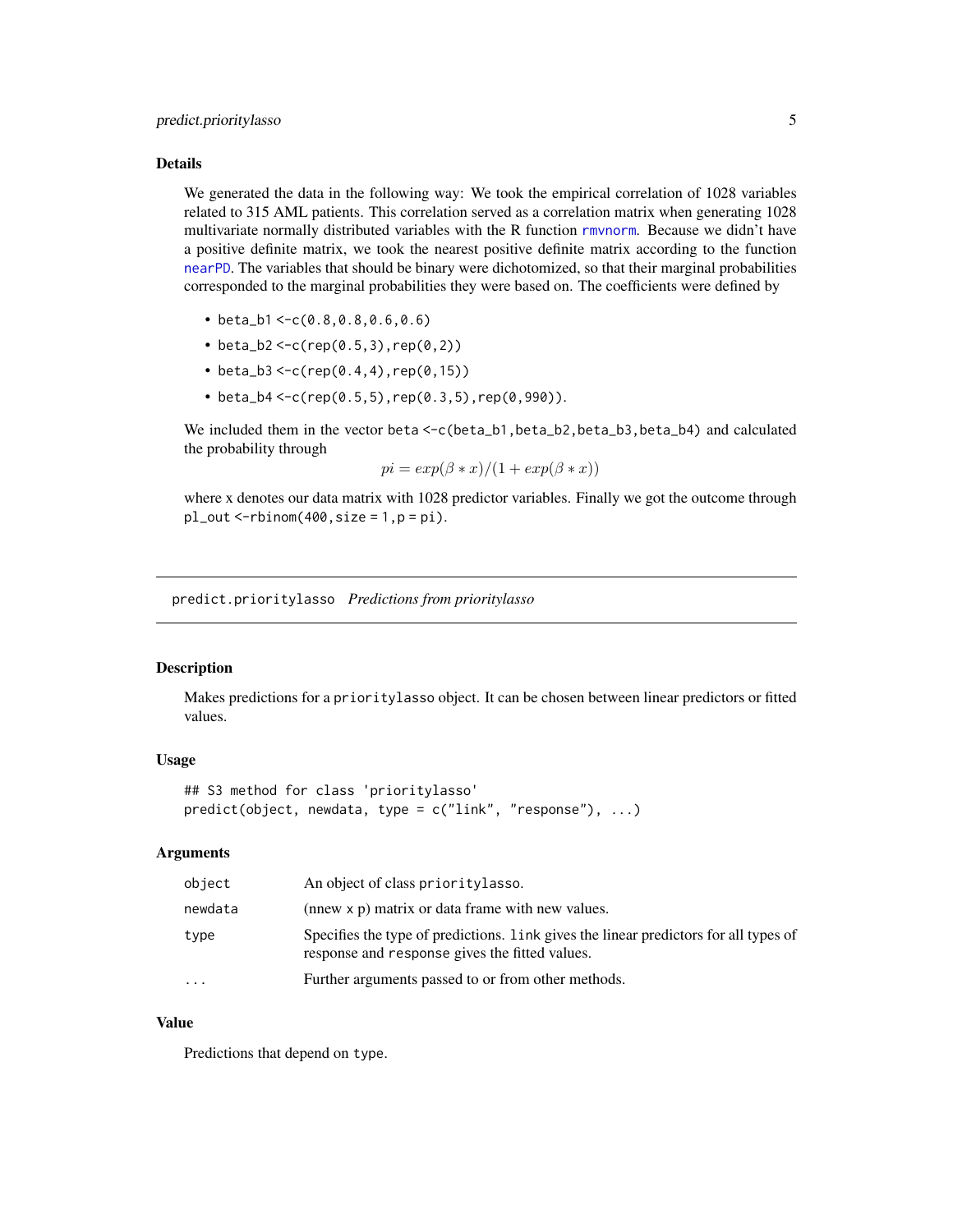### Details

We generated the data in the following way: We took the empirical correlation of 1028 variables related to 315 AML patients. This correlation served as a correlation matrix when generating 1028 multivariate normally distributed variables with the R function `rmvnorm`. Because we didn't have a positive definite matrix, we took the nearest positive definite matrix according to the function `nearPD`. The variables that should be binary were dichotomized, so that their marginal probabilities corresponded to the marginal probabilities they were based on. The coefficients were defined by

- `beta_b1 <-c(0.8,0.8,0.6,0.6)`
- `beta_b2 <-c(rep(0.5,3),rep(0,2))`
- `beta_b3 <-c(rep(0.4,4),rep(0,15))`
- `beta_b4 <-c(rep(0.5,5),rep(0.3,5),rep(0,990))`.

We included them in the vector `beta <-c(beta_b1,beta_b2,beta_b3,beta_b4)` and calculated the probability through

$$pi = exp(\beta * x)/(1 + exp(\beta * x))$$

where x denotes our data matrix with 1028 predictor variables. Finally we got the outcome through `pl_out <-rbinom(400,size = 1,p = pi)`.

---

## predict.prioritylasso *Predictions from prioritylasso*

---

### Description

Makes predictions for a `prioritylasso` object. It can be chosen between linear predictors or fitted values.

### Usage

```
## S3 method for class 'prioritylasso'
predict(object, newdata, type = c("link", "response"), ...)
```

### Arguments

| | |
|---|---|
| `object` | An object of class `prioritylasso`. |
| `newdata` | (nnew x p) matrix or data frame with new values. |
| `type` | Specifies the type of predictions. `link` gives the linear predictors for all types of response and `response` gives the fitted values. |
| `...` | Further arguments passed to or from other methods. |

### Value

Predictions that depend on `type`.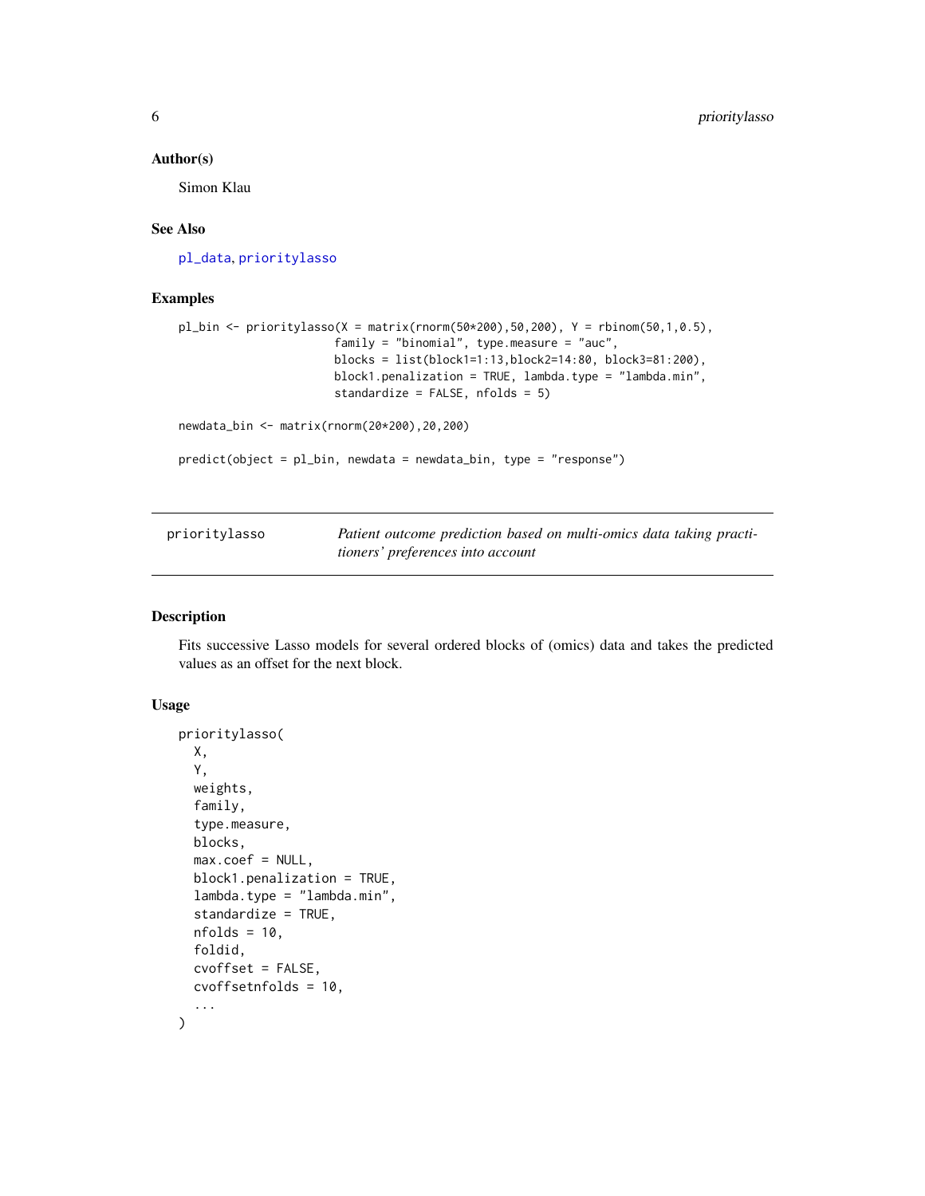### Author(s)

Simon Klau

### See Also

pl_data, prioritylasso

### Examples

```
pl_bin <- prioritylasso(X = matrix(rnorm(50*200),50,200), Y = rbinom(50,1,0.5),
                        family = "binomial", type.measure = "auc",
                        blocks = list(block1=1:13,block2=14:80, block3=81:200),
                        block1.penalization = TRUE, lambda.type = "lambda.min",
                        standardize = FALSE, nfolds = 5)

newdata_bin <- matrix(rnorm(20*200),20,200)

predict(object = pl_bin, newdata = newdata_bin, type = "response")
```

---

## prioritylasso — *Patient outcome prediction based on multi-omics data taking practitioners' preferences into account*

---

### Description

Fits successive Lasso models for several ordered blocks of (omics) data and takes the predicted values as an offset for the next block.

### Usage

```
prioritylasso(
  X,
  Y,
  weights,
  family,
  type.measure,
  blocks,
  max.coef = NULL,
  block1.penalization = TRUE,
  lambda.type = "lambda.min",
  standardize = TRUE,
  nfolds = 10,
  foldid,
  cvoffset = FALSE,
  cvoffsetnfolds = 10,
  ...
)
```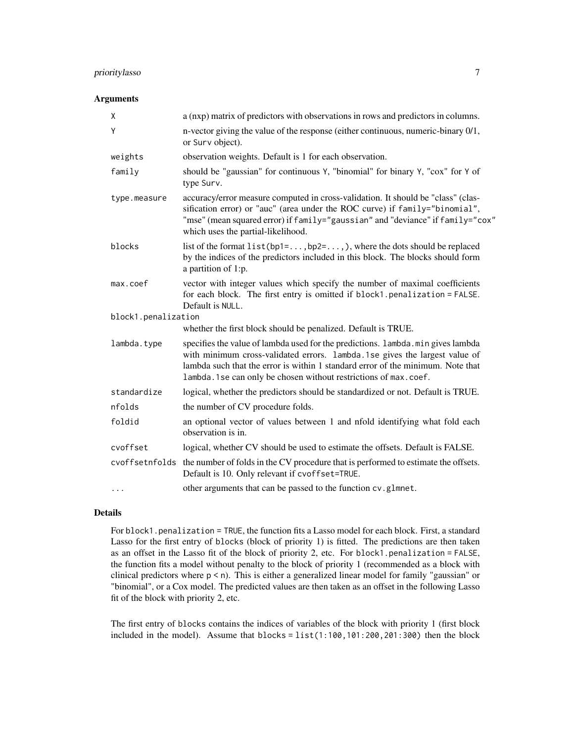### Arguments

| Argument | Description |
|---|---|
| `X` | a (nxp) matrix of predictors with observations in rows and predictors in columns. |
| `Y` | n-vector giving the value of the response (either continuous, numeric-binary 0/1, or `Surv` object). |
| `weights` | observation weights. Default is 1 for each observation. |
| `family` | should be "gaussian" for continuous `Y`, "binomial" for binary `Y`, "cox" for `Y` of type `Surv`. |
| `type.measure` | accuracy/error measure computed in cross-validation. It should be "class" (classification error) or "auc" (area under the ROC curve) if `family="binomial"`, "mse" (mean squared error) if `family="gaussian"` and "deviance" if `family="cox"` which uses the partial-likelihood. |
| `blocks` | list of the format `list(bp1=...,bp2=...,)`, where the dots should be replaced by the indices of the predictors included in this block. The blocks should form a partition of 1:p. |
| `max.coef` | vector with integer values which specify the number of maximal coefficients for each block. The first entry is omitted if `block1.penalization = FALSE`. Default is `NULL`. |
| `block1.penalization` | whether the first block should be penalized. Default is TRUE. |
| `lambda.type` | specifies the value of lambda used for the predictions. `lambda.min` gives lambda with minimum cross-validated errors. `lambda.1se` gives the largest value of lambda such that the error is within 1 standard error of the minimum. Note that `lambda.1se` can only be chosen without restrictions of `max.coef`. |
| `standardize` | logical, whether the predictors should be standardized or not. Default is TRUE. |
| `nfolds` | the number of CV procedure folds. |
| `foldid` | an optional vector of values between 1 and nfold identifying what fold each observation is in. |
| `cvoffset` | logical, whether CV should be used to estimate the offsets. Default is FALSE. |
| `cvoffsetnfolds` | the number of folds in the CV procedure that is performed to estimate the offsets. Default is 10. Only relevant if `cvoffset=TRUE`. |
| `...` | other arguments that can be passed to the function `cv.glmnet`. |

### Details

For `block1.penalization = TRUE`, the function fits a Lasso model for each block. First, a standard Lasso for the first entry of `blocks` (block of priority 1) is fitted. The predictions are then taken as an offset in the Lasso fit of the block of priority 2, etc. For `block1.penalization = FALSE`, the function fits a model without penalty to the block of priority 1 (recommended as a block with clinical predictors where `p < n`). This is either a generalized linear model for family "gaussian" or "binomial", or a Cox model. The predicted values are then taken as an offset in the following Lasso fit of the block with priority 2, etc.

The first entry of `blocks` contains the indices of variables of the block with priority 1 (first block included in the model). Assume that `blocks = list(1:100,101:200,201:300)` then the block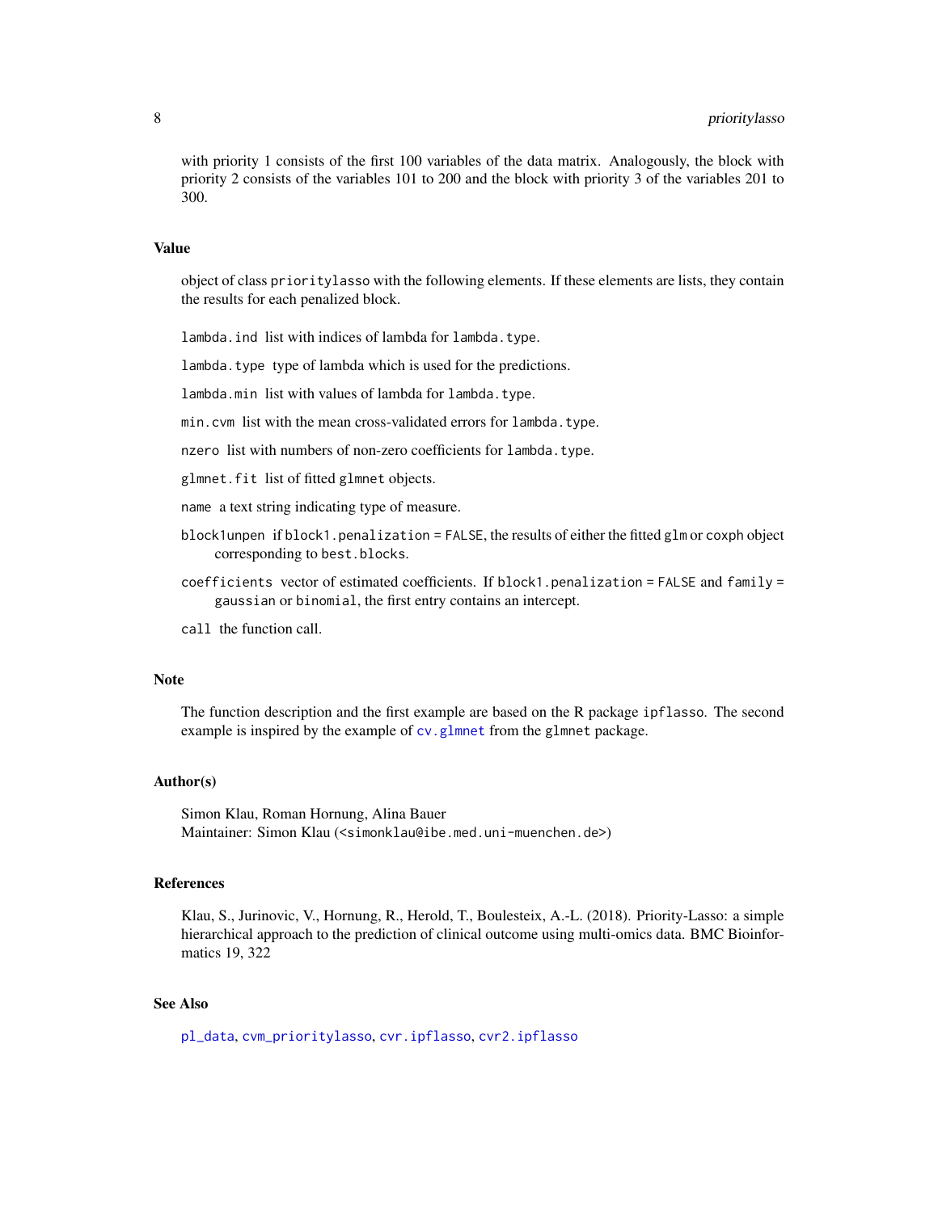with priority 1 consists of the first 100 variables of the data matrix. Analogously, the block with priority 2 consists of the variables 101 to 200 and the block with priority 3 of the variables 201 to 300.

## Value

object of class `prioritylasso` with the following elements. If these elements are lists, they contain the results for each penalized block.

`lambda.ind` list with indices of lambda for `lambda.type`.

`lambda.type` type of lambda which is used for the predictions.

`lambda.min` list with values of lambda for `lambda.type`.

`min.cvm` list with the mean cross-validated errors for `lambda.type`.

`nzero` list with numbers of non-zero coefficients for `lambda.type`.

`glmnet.fit` list of fitted `glmnet` objects.

`name` a text string indicating type of measure.

`block1unpen` if `block1.penalization = FALSE`, the results of either the fitted `glm` or `coxph` object corresponding to `best.blocks`.

`coefficients` vector of estimated coefficients. If `block1.penalization = FALSE` and `family = gaussian` or `binomial`, the first entry contains an intercept.

`call` the function call.

## Note

The function description and the first example are based on the R package `ipflasso`. The second example is inspired by the example of `cv.glmnet` from the `glmnet` package.

## Author(s)

Simon Klau, Roman Hornung, Alina Bauer
Maintainer: Simon Klau (<simonklau@ibe.med.uni-muenchen.de>)

## References

Klau, S., Jurinovic, V., Hornung, R., Herold, T., Boulesteix, A.-L. (2018). Priority-Lasso: a simple hierarchical approach to the prediction of clinical outcome using multi-omics data. BMC Bioinformatics 19, 322

## See Also

`pl_data`, `cvm_prioritylasso`, `cvr.ipflasso`, `cvr2.ipflasso`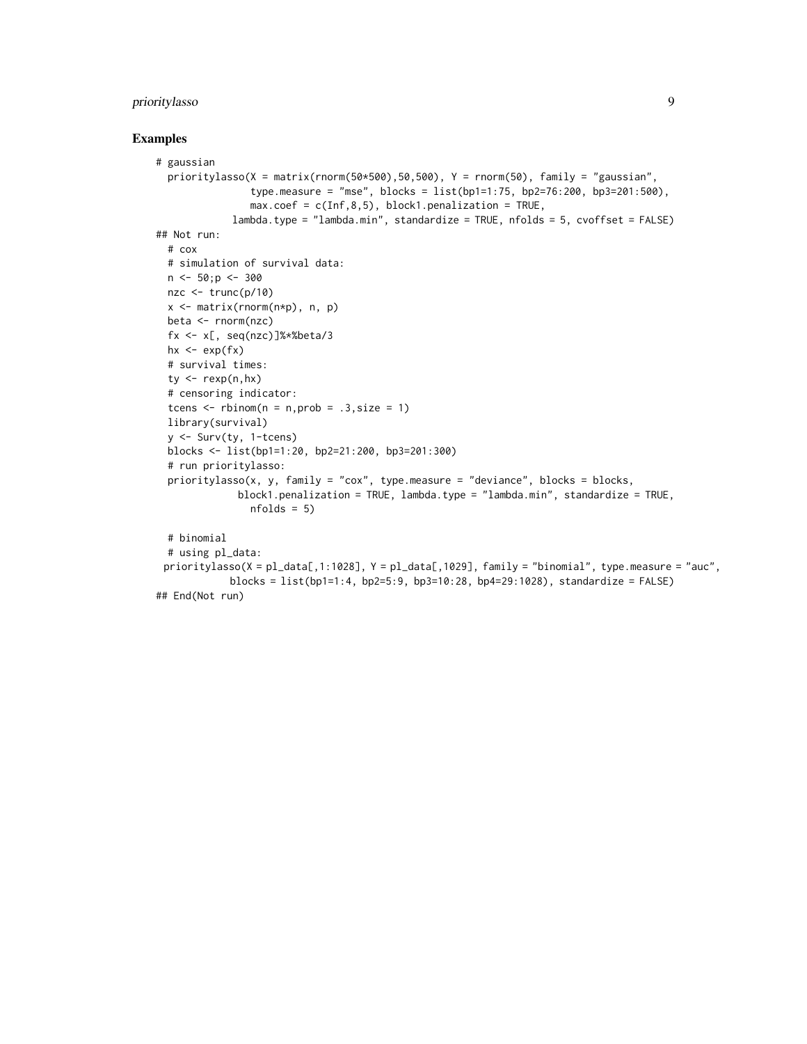## Examples

```
# gaussian
  prioritylasso(X = matrix(rnorm(50*500),50,500), Y = rnorm(50), family = "gaussian",
                type.measure = "mse", blocks = list(bp1=1:75, bp2=76:200, bp3=201:500),
                max.coef = c(Inf,8,5), block1.penalization = TRUE,
             lambda.type = "lambda.min", standardize = TRUE, nfolds = 5, cvoffset = FALSE)
## Not run:
  # cox
  # simulation of survival data:
  n <- 50;p <- 300
  nzc <- trunc(p/10)
  x <- matrix(rnorm(n*p), n, p)
  beta <- rnorm(nzc)
  fx <- x[, seq(nzc)]%*%beta/3
  hx <- exp(fx)
  # survival times:
  ty <- rexp(n,hx)
  # censoring indicator:
  tcens <- rbinom(n = n,prob = .3,size = 1)
  library(survival)
  y <- Surv(ty, 1-tcens)
  blocks <- list(bp1=1:20, bp2=21:200, bp3=201:300)
  # run prioritylasso:
  prioritylasso(x, y, family = "cox", type.measure = "deviance", blocks = blocks,
              block1.penalization = TRUE, lambda.type = "lambda.min", standardize = TRUE,
                nfolds = 5)

  # binomial
  # using pl_data:
 prioritylasso(X = pl_data[,1:1028], Y = pl_data[,1029], family = "binomial", type.measure = "auc",
            blocks = list(bp1=1:4, bp2=5:9, bp3=10:28, bp4=29:1028), standardize = FALSE)
## End(Not run)
```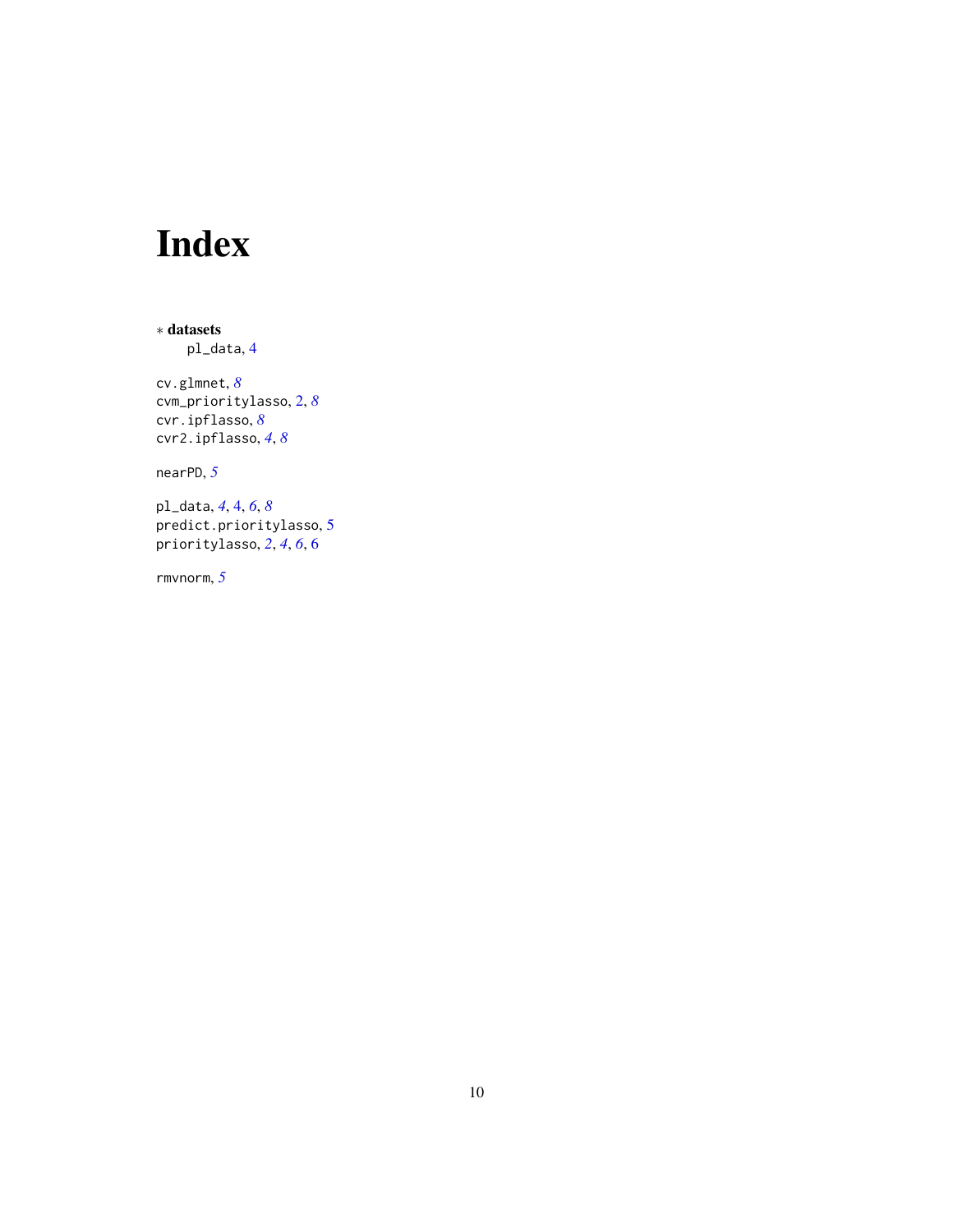# Index

∗ **datasets**
    pl_data, 4

cv.glmnet, *8*
cvm_prioritylasso, 2, *8*
cvr.ipflasso, *8*
cvr2.ipflasso, *4*, *8*

nearPD, *5*

pl_data, *4*, 4, *6*, *8*
predict.prioritylasso, 5
prioritylasso, *2*, *4*, *6*, 6

rmvnorm, *5*